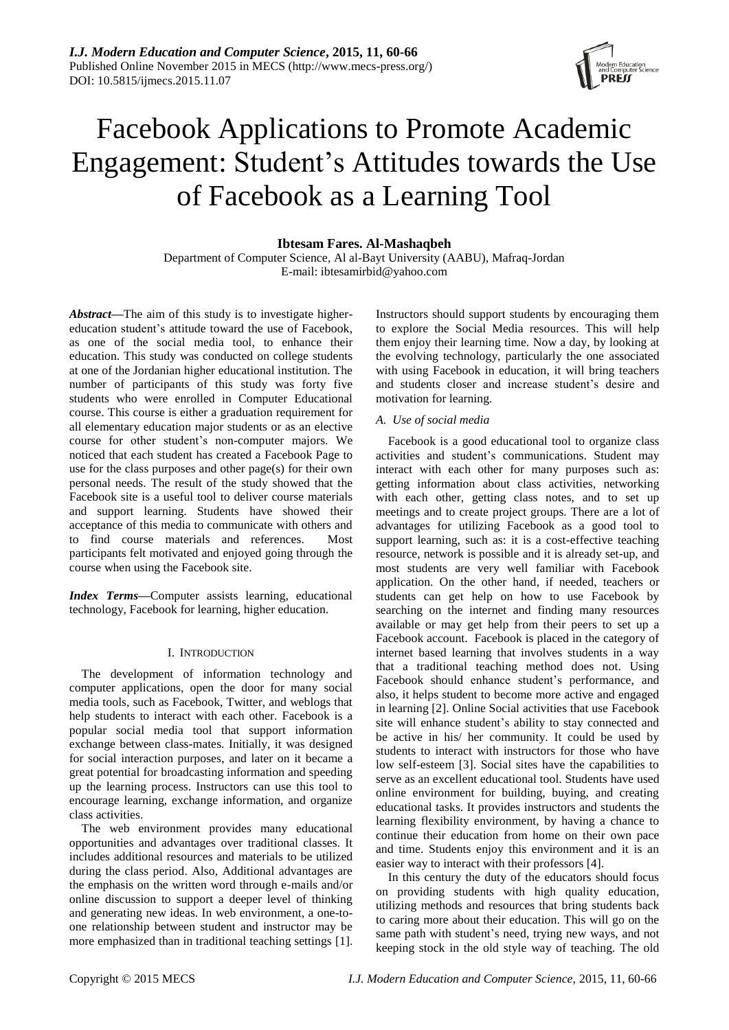# Facebook Applications to Promote Academic Engagement: Student's Attitudes towards the Use of Facebook as a Learning Tool

**Ibtesam Fares. Al-Mashaqbeh**

Department of Computer Science, Al al-Bayt University (AABU), Mafraq-Jordan
E-mail: ibtesamirbid@yahoo.com

***Abstract*—**The aim of this study is to investigate higher-education student's attitude toward the use of Facebook, as one of the social media tool, to enhance their education. This study was conducted on college students at one of the Jordanian higher educational institution. The number of participants of this study was forty five students who were enrolled in Computer Educational course. This course is either a graduation requirement for all elementary education major students or as an elective course for other student's non-computer majors. We noticed that each student has created a Facebook Page to use for the class purposes and other page(s) for their own personal needs. The result of the study showed that the Facebook site is a useful tool to deliver course materials and support learning. Students have showed their acceptance of this media to communicate with others and to find course materials and references. Most participants felt motivated and enjoyed going through the course when using the Facebook site.

***Index Terms*—**Computer assists learning, educational technology, Facebook for learning, higher education.

## I. Introduction

The development of information technology and computer applications, open the door for many social media tools, such as Facebook, Twitter, and weblogs that help students to interact with each other. Facebook is a popular social media tool that support information exchange between class-mates. Initially, it was designed for social interaction purposes, and later on it became a great potential for broadcasting information and speeding up the learning process. Instructors can use this tool to encourage learning, exchange information, and organize class activities.

The web environment provides many educational opportunities and advantages over traditional classes. It includes additional resources and materials to be utilized during the class period. Also, Additional advantages are the emphasis on the written word through e-mails and/or online discussion to support a deeper level of thinking and generating new ideas. In web environment, a one-to-one relationship between student and instructor may be more emphasized than in traditional teaching settings [1]. Instructors should support students by encouraging them to explore the Social Media resources. This will help them enjoy their learning time. Now a day, by looking at the evolving technology, particularly the one associated with using Facebook in education, it will bring teachers and students closer and increase student's desire and motivation for learning.

### *A. Use of social media*

Facebook is a good educational tool to organize class activities and student's communications. Student may interact with each other for many purposes such as: getting information about class activities, networking with each other, getting class notes, and to set up meetings and to create project groups. There are a lot of advantages for utilizing Facebook as a good tool to support learning, such as: it is a cost-effective teaching resource, network is possible and it is already set-up, and most students are very well familiar with Facebook application. On the other hand, if needed, teachers or students can get help on how to use Facebook by searching on the internet and finding many resources available or may get help from their peers to set up a Facebook account. Facebook is placed in the category of internet based learning that involves students in a way that a traditional teaching method does not. Using Facebook should enhance student's performance, and also, it helps student to become more active and engaged in learning [2]. Online Social activities that use Facebook site will enhance student's ability to stay connected and be active in his/ her community. It could be used by students to interact with instructors for those who have low self-esteem [3]. Social sites have the capabilities to serve as an excellent educational tool. Students have used online environment for building, buying, and creating educational tasks. It provides instructors and students the learning flexibility environment, by having a chance to continue their education from home on their own pace and time. Students enjoy this environment and it is an easier way to interact with their professors [4].

In this century the duty of the educators should focus on providing students with high quality education, utilizing methods and resources that bring students back to caring more about their education. This will go on the same path with student's need, trying new ways, and not keeping stock in the old style way of teaching. The old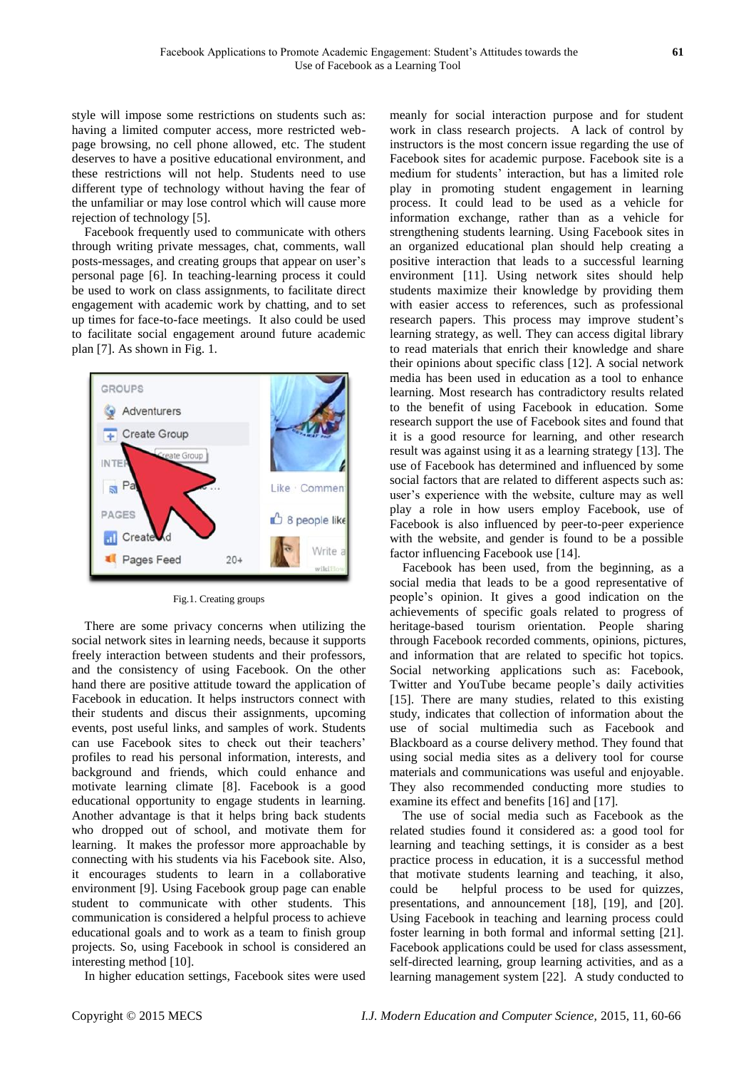style will impose some restrictions on students such as: having a limited computer access, more restricted web-page browsing, no cell phone allowed, etc. The student deserves to have a positive educational environment, and these restrictions will not help. Students need to use different type of technology without having the fear of the unfamiliar or may lose control which will cause more rejection of technology [5].

Facebook frequently used to communicate with others through writing private messages, chat, comments, wall posts-messages, and creating groups that appear on user's personal page [6]. In teaching-learning process it could be used to work on class assignments, to facilitate direct engagement with academic work by chatting, and to set up times for face-to-face meetings. It also could be used to facilitate social engagement around future academic plan [7]. As shown in Fig. 1.

Fig.1. Creating groups

There are some privacy concerns when utilizing the social network sites in learning needs, because it supports freely interaction between students and their professors, and the consistency of using Facebook. On the other hand there are positive attitude toward the application of Facebook in education. It helps instructors connect with their students and discus their assignments, upcoming events, post useful links, and samples of work. Students can use Facebook sites to check out their teachers' profiles to read his personal information, interests, and background and friends, which could enhance and motivate learning climate [8]. Facebook is a good educational opportunity to engage students in learning. Another advantage is that it helps bring back students who dropped out of school, and motivate them for learning. It makes the professor more approachable by connecting with his students via his Facebook site. Also, it encourages students to learn in a collaborative environment [9]. Using Facebook group page can enable student to communicate with other students. This communication is considered a helpful process to achieve educational goals and to work as a team to finish group projects. So, using Facebook in school is considered an interesting method [10].

In higher education settings, Facebook sites were used meanly for social interaction purpose and for student work in class research projects. A lack of control by instructors is the most concern issue regarding the use of Facebook sites for academic purpose. Facebook site is a medium for students' interaction, but has a limited role play in promoting student engagement in learning process. It could lead to be used as a vehicle for information exchange, rather than as a vehicle for strengthening students learning. Using Facebook sites in an organized educational plan should help creating a positive interaction that leads to a successful learning environment [11]. Using network sites should help students maximize their knowledge by providing them with easier access to references, such as professional research papers. This process may improve student's learning strategy, as well. They can access digital library to read materials that enrich their knowledge and share their opinions about specific class [12]. A social network media has been used in education as a tool to enhance learning. Most research has contradictory results related to the benefit of using Facebook in education. Some research support the use of Facebook sites and found that it is a good resource for learning, and other research result was against using it as a learning strategy [13]. The use of Facebook has determined and influenced by some social factors that are related to different aspects such as: user's experience with the website, culture may as well play a role in how users employ Facebook, use of Facebook is also influenced by peer-to-peer experience with the website, and gender is found to be a possible factor influencing Facebook use [14].

Facebook has been used, from the beginning, as a social media that leads to be a good representative of people's opinion. It gives a good indication on the achievements of specific goals related to progress of heritage-based tourism orientation. People sharing through Facebook recorded comments, opinions, pictures, and information that are related to specific hot topics. Social networking applications such as: Facebook, Twitter and YouTube became people's daily activities [15]. There are many studies, related to this existing study, indicates that collection of information about the use of social multimedia such as Facebook and Blackboard as a course delivery method. They found that using social media sites as a delivery tool for course materials and communications was useful and enjoyable. They also recommended conducting more studies to examine its effect and benefits [16] and [17].

The use of social media such as Facebook as the related studies found it considered as: a good tool for learning and teaching settings, it is consider as a best practice process in education, it is a successful method that motivate students learning and teaching, it also, could be helpful process to be used for quizzes, presentations, and announcement [18], [19], and [20]. Using Facebook in teaching and learning process could foster learning in both formal and informal setting [21]. Facebook applications could be used for class assessment, self-directed learning, group learning activities, and as a learning management system [22]. A study conducted to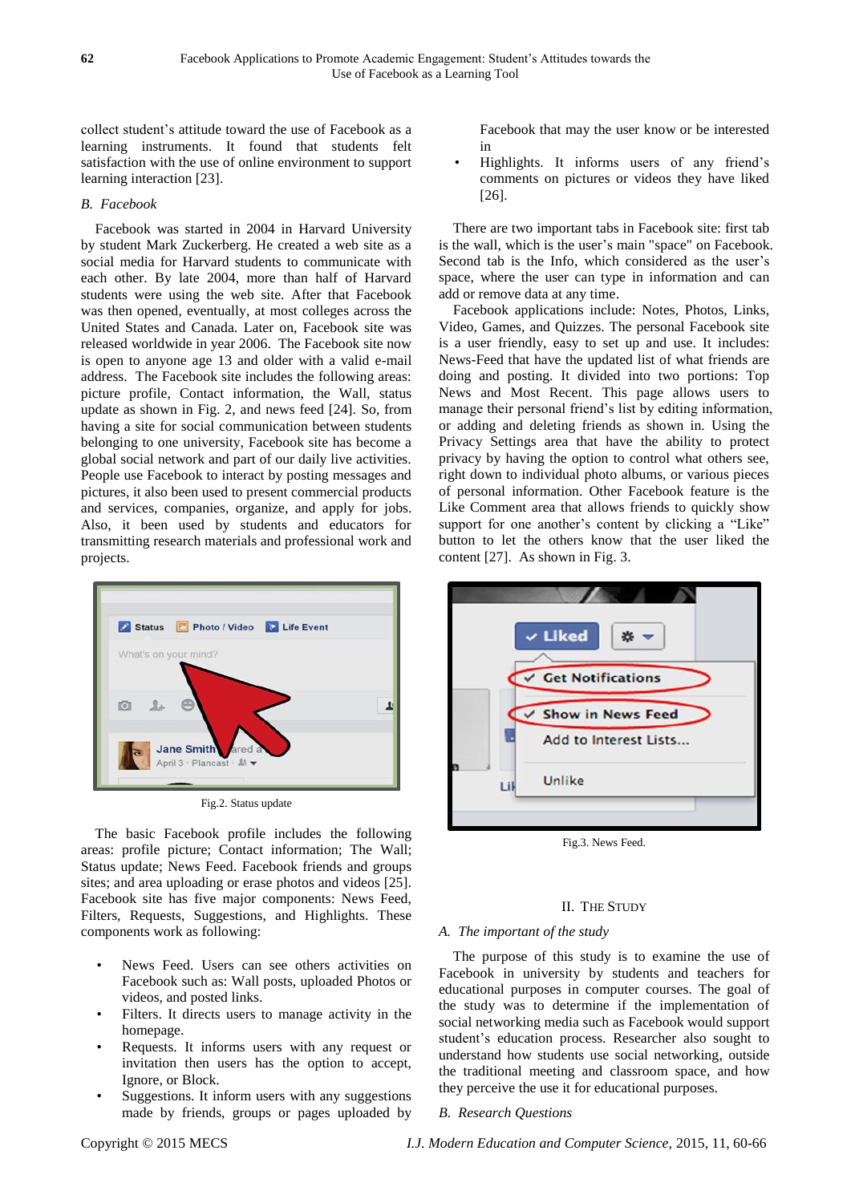collect student's attitude toward the use of Facebook as a learning instruments. It found that students felt satisfaction with the use of online environment to support learning interaction [23].

### B. Facebook

Facebook was started in 2004 in Harvard University by student Mark Zuckerberg. He created a web site as a social media for Harvard students to communicate with each other. By late 2004, more than half of Harvard students were using the web site. After that Facebook was then opened, eventually, at most colleges across the United States and Canada. Later on, Facebook site was released worldwide in year 2006. The Facebook site now is open to anyone age 13 and older with a valid e-mail address. The Facebook site includes the following areas: picture profile, Contact information, the Wall, status update as shown in Fig. 2, and news feed [24]. So, from having a site for social communication between students belonging to one university, Facebook site has become a global social network and part of our daily live activities. People use Facebook to interact by posting messages and pictures, it also been used to present commercial products and services, companies, organize, and apply for jobs. Also, it been used by students and educators for transmitting research materials and professional work and projects.

Fig.2. Status update

The basic Facebook profile includes the following areas: profile picture; Contact information; The Wall; Status update; News Feed. Facebook friends and groups sites; and area uploading or erase photos and videos [25]. Facebook site has five major components: News Feed, Filters, Requests, Suggestions, and Highlights. These components work as following:

- News Feed. Users can see others activities on Facebook such as: Wall posts, uploaded Photos or videos, and posted links.
- Filters. It directs users to manage activity in the homepage.
- Requests. It informs users with any request or invitation then users has the option to accept, Ignore, or Block.
- Suggestions. It inform users with any suggestions made by friends, groups or pages uploaded by Facebook that may the user know or be interested in
- Highlights. It informs users of any friend's comments on pictures or videos they have liked [26].

There are two important tabs in Facebook site: first tab is the wall, which is the user's main "space" on Facebook. Second tab is the Info, which considered as the user's space, where the user can type in information and can add or remove data at any time.

Facebook applications include: Notes, Photos, Links, Video, Games, and Quizzes. The personal Facebook site is a user friendly, easy to set up and use. It includes: News-Feed that have the updated list of what friends are doing and posting. It divided into two portions: Top News and Most Recent. This page allows users to manage their personal friend's list by editing information, or adding and deleting friends as shown in. Using the Privacy Settings area that have the ability to protect privacy by having the option to control what others see, right down to individual photo albums, or various pieces of personal information. Other Facebook feature is the Like Comment area that allows friends to quickly show support for one another's content by clicking a "Like" button to let the others know that the user liked the content [27]. As shown in Fig. 3.

Fig.3. News Feed.

## II. The Study

### A. The important of the study

The purpose of this study is to examine the use of Facebook in university by students and teachers for educational purposes in computer courses. The goal of the study was to determine if the implementation of social networking media such as Facebook would support student's education process. Researcher also sought to understand how students use social networking, outside the traditional meeting and classroom space, and how they perceive the use it for educational purposes.

### B. Research Questions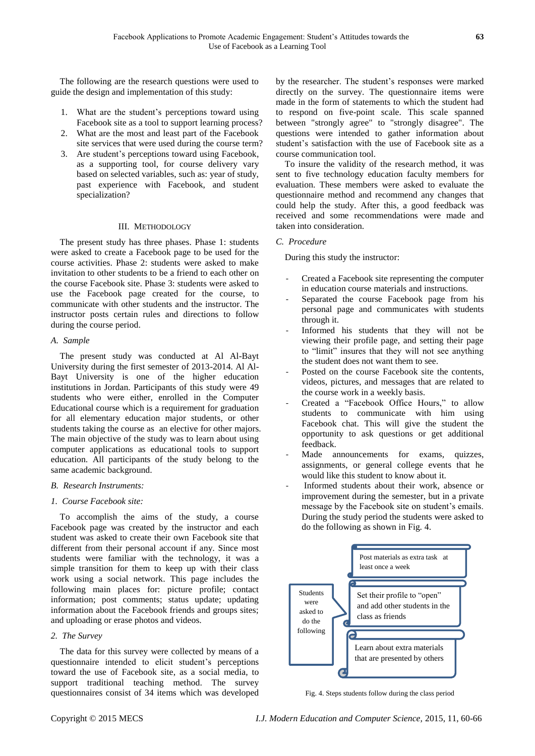The following are the research questions were used to guide the design and implementation of this study:

1. What are the student's perceptions toward using Facebook site as a tool to support learning process?
2. What are the most and least part of the Facebook site services that were used during the course term?
3. Are student's perceptions toward using Facebook, as a supporting tool, for course delivery vary based on selected variables, such as: year of study, past experience with Facebook, and student specialization?

## III. Methodology

The present study has three phases. Phase 1: students were asked to create a Facebook page to be used for the course activities. Phase 2: students were asked to make invitation to other students to be a friend to each other on the course Facebook site. Phase 3: students were asked to use the Facebook page created for the course, to communicate with other students and the instructor. The instructor posts certain rules and directions to follow during the course period.

### *A. Sample*

The present study was conducted at Al Al-Bayt University during the first semester of 2013-2014. Al Al-Bayt University is one of the higher education institutions in Jordan. Participants of this study were 49 students who were either, enrolled in the Computer Educational course which is a requirement for graduation for all elementary education major students, or other students taking the course as an elective for other majors. The main objective of the study was to learn about using computer applications as educational tools to support education. All participants of the study belong to the same academic background.

### *B. Research Instruments:*

#### *1. Course Facebook site:*

To accomplish the aims of the study, a course Facebook page was created by the instructor and each student was asked to create their own Facebook site that different from their personal account if any. Since most students were familiar with the technology, it was a simple transition for them to keep up with their class work using a social network. This page includes the following main places for: picture profile; contact information; post comments; status update; updating information about the Facebook friends and groups sites; and uploading or erase photos and videos.

#### *2. The Survey*

The data for this survey were collected by means of a questionnaire intended to elicit student's perceptions toward the use of Facebook site, as a social media, to support traditional teaching method. The survey questionnaires consist of 34 items which was developed by the researcher. The student's responses were marked directly on the survey. The questionnaire items were made in the form of statements to which the student had to respond on five-point scale. This scale spanned between "strongly agree" to "strongly disagree". The questions were intended to gather information about student's satisfaction with the use of Facebook site as a course communication tool.

To insure the validity of the research method, it was sent to five technology education faculty members for evaluation. These members were asked to evaluate the questionnaire method and recommend any changes that could help the study. After this, a good feedback was received and some recommendations were made and taken into consideration.

### *C. Procedure*

During this study the instructor:

- Created a Facebook site representing the computer in education course materials and instructions.
- Separated the course Facebook page from his personal page and communicates with students through it.
- Informed his students that they will not be viewing their profile page, and setting their page to "limit" insures that they will not see anything the student does not want them to see.
- Posted on the course Facebook site the contents, videos, pictures, and messages that are related to the course work in a weekly basis.
- Created a "Facebook Office Hours," to allow students to communicate with him using Facebook chat. This will give the student the opportunity to ask questions or get additional feedback.
- Made announcements for exams, quizzes, assignments, or general college events that he would like this student to know about it.
- Informed students about their work, absence or improvement during the semester, but in a private message by the Facebook site on student's emails.

During the study period the students were asked to do the following as shown in Fig. 4.

Students were asked to do the following:
- Post materials as extra task at least once a week
- Set their profile to "open" and add other students in the class as friends
- Learn about extra materials that are presented by others

Fig. 4. Steps students follow during the class period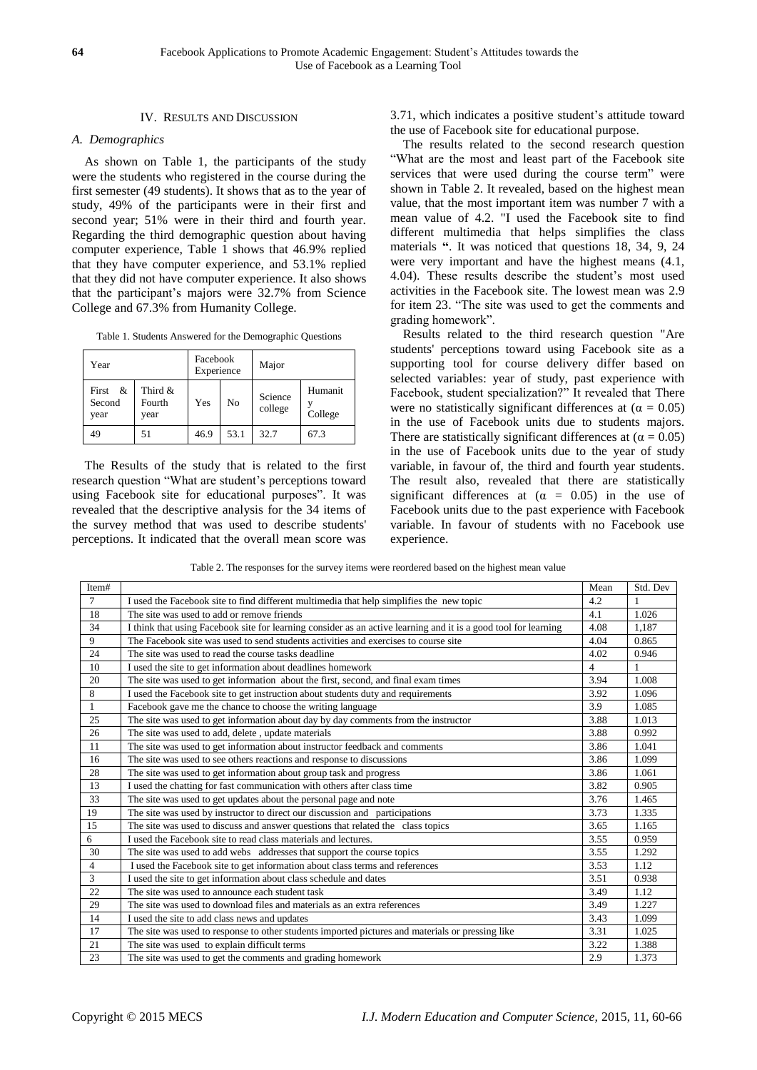## IV. Results and Discussion

### A. Demographics

As shown on Table 1, the participants of the study were the students who registered in the course during the first semester (49 students). It shows that as to the year of study, 49% of the participants were in their first and second year; 51% were in their third and fourth year. Regarding the third demographic question about having computer experience, Table 1 shows that 46.9% replied that they have computer experience, and 53.1% replied that they did not have computer experience. It also shows that the participant's majors were 32.7% from Science College and 67.3% from Humanity College.

Table 1. Students Answered for the Demographic Questions

| Year | | Facebook Experience | | Major | |
|---|---|---|---|---|---|
| First & Second year | Third & Fourth year | Yes | No | Science college | Humanity College |
| 49 | 51 | 46.9 | 53.1 | 32.7 | 67.3 |

The Results of the study that is related to the first research question "What are student's perceptions toward using Facebook site for educational purposes". It was revealed that the descriptive analysis for the 34 items of the survey method that was used to describe students' perceptions. It indicated that the overall mean score was 3.71, which indicates a positive student's attitude toward the use of Facebook site for educational purpose.

The results related to the second research question "What are the most and least part of the Facebook site services that were used during the course term" were shown in Table 2. It revealed, based on the highest mean value, that the most important item was number 7 with a mean value of 4.2. "I used the Facebook site to find different multimedia that helps simplifies the class materials ". It was noticed that questions 18, 34, 9, 24 were very important and have the highest means (4.1, 4.04). These results describe the student's most used activities in the Facebook site. The lowest mean was 2.9 for item 23. "The site was used to get the comments and grading homework".

Results related to the third research question "Are students' perceptions toward using Facebook site as a supporting tool for course delivery differ based on selected variables: year of study, past experience with Facebook, student specialization?" It revealed that There were no statistically significant differences at ($\alpha = 0.05$) in the use of Facebook units due to students majors. There are statistically significant differences at ($\alpha = 0.05$) in the use of Facebook units due to the year of study variable, in favour of, the third and fourth year students. The result also, revealed that there are statistically significant differences at ($\alpha = 0.05$) in the use of Facebook units due to the past experience with Facebook variable. In favour of students with no Facebook use experience.

Table 2. The responses for the survey items were reordered based on the highest mean value

| Item# | | Mean | Std. Dev |
|---|---|---|---|
| 7 | I used the Facebook site to find different multimedia that help simplifies the new topic | 4.2 | 1 |
| 18 | The site was used to add or remove friends | 4.1 | 1.026 |
| 34 | I think that using Facebook site for learning consider as an active learning and it is a good tool for learning | 4.08 | 1,187 |
| 9 | The Facebook site was used to send students activities and exercises to course site | 4.04 | 0.865 |
| 24 | The site was used to read the course tasks deadline | 4.02 | 0.946 |
| 10 | I used the site to get information about deadlines homework | 4 | 1 |
| 20 | The site was used to get information about the first, second, and final exam times | 3.94 | 1.008 |
| 8 | I used the Facebook site to get instruction about students duty and requirements | 3.92 | 1.096 |
| 1 | Facebook gave me the chance to choose the writing language | 3.9 | 1.085 |
| 25 | The site was used to get information about day by day comments from the instructor | 3.88 | 1.013 |
| 26 | The site was used to add, delete , update materials | 3.88 | 0.992 |
| 11 | The site was used to get information about instructor feedback and comments | 3.86 | 1.041 |
| 16 | The site was used to see others reactions and response to discussions | 3.86 | 1.099 |
| 28 | The site was used to get information about group task and progress | 3.86 | 1.061 |
| 13 | I used the chatting for fast communication with others after class time | 3.82 | 0.905 |
| 33 | The site was used to get updates about the personal page and note | 3.76 | 1.465 |
| 19 | The site was used by instructor to direct our discussion and participations | 3.73 | 1.335 |
| 15 | The site was used to discuss and answer questions that related the class topics | 3.65 | 1.165 |
| 6 | I used the Facebook site to read class materials and lectures. | 3.55 | 0.959 |
| 30 | The site was used to add webs addresses that support the course topics | 3.55 | 1.292 |
| 4 | I used the Facebook site to get information about class terms and references | 3.53 | 1.12 |
| 3 | I used the site to get information about class schedule and dates | 3.51 | 0.938 |
| 22 | The site was used to announce each student task | 3.49 | 1.12 |
| 29 | The site was used to download files and materials as an extra references | 3.49 | 1.227 |
| 14 | I used the site to add class news and updates | 3.43 | 1.099 |
| 17 | The site was used to response to other students imported pictures and materials or pressing like | 3.31 | 1.025 |
| 21 | The site was used to explain difficult terms | 3.22 | 1.388 |
| 23 | The site was used to get the comments and grading homework | 2.9 | 1.373 |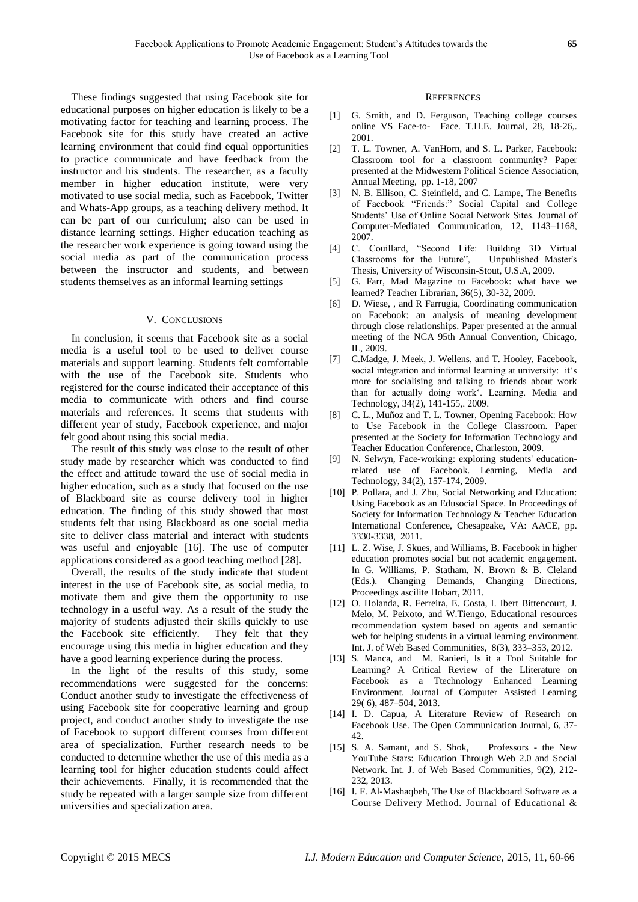These findings suggested that using Facebook site for educational purposes on higher education is likely to be a motivating factor for teaching and learning process. The Facebook site for this study have created an active learning environment that could find equal opportunities to practice communicate and have feedback from the instructor and his students. The researcher, as a faculty member in higher education institute, were very motivated to use social media, such as Facebook, Twitter and Whats-App groups, as a teaching delivery method. It can be part of our curriculum; also can be used in distance learning settings. Higher education teaching as the researcher work experience is going toward using the social media as part of the communication process between the instructor and students, and between students themselves as an informal learning settings

## V. Conclusions

In conclusion, it seems that Facebook site as a social media is a useful tool to be used to deliver course materials and support learning. Students felt comfortable with the use of the Facebook site. Students who registered for the course indicated their acceptance of this media to communicate with others and find course materials and references. It seems that students with different year of study, Facebook experience, and major felt good about using this social media.

The result of this study was close to the result of other study made by researcher which was conducted to find the effect and attitude toward the use of social media in higher education, such as a study that focused on the use of Blackboard site as course delivery tool in higher education. The finding of this study showed that most students felt that using Blackboard as one social media site to deliver class material and interact with students was useful and enjoyable [16]. The use of computer applications considered as a good teaching method [28].

Overall, the results of the study indicate that student interest in the use of Facebook site, as social media, to motivate them and give them the opportunity to use technology in a useful way. As a result of the study the majority of students adjusted their skills quickly to use the Facebook site efficiently. They felt that they encourage using this media in higher education and they have a good learning experience during the process.

In the light of the results of this study, some recommendations were suggested for the concerns: Conduct another study to investigate the effectiveness of using Facebook site for cooperative learning and group project, and conduct another study to investigate the use of Facebook to support different courses from different area of specialization. Further research needs to be conducted to determine whether the use of this media as a learning tool for higher education students could affect their achievements. Finally, it is recommended that the study be repeated with a larger sample size from different universities and specialization area.

## References

[1] G. Smith, and D. Ferguson, Teaching college courses online VS Face-to- Face. T.H.E. Journal, 28, 18-26,. 2001.

[2] T. L. Towner, A. VanHorn, and S. L. Parker, Facebook: Classroom tool for a classroom community? Paper presented at the Midwestern Political Science Association, Annual Meeting, pp. 1-18, 2007

[3] N. B. Ellison, C. Steinfield, and C. Lampe, The Benefits of Facebook "Friends:" Social Capital and College Students' Use of Online Social Network Sites. Journal of Computer-Mediated Communication, 12, 1143–1168, 2007.

[4] C. Couillard, "Second Life: Building 3D Virtual Classrooms for the Future", Unpublished Master's Thesis, University of Wisconsin-Stout, U.S.A, 2009.

[5] G. Farr, Mad Magazine to Facebook: what have we learned? Teacher Librarian, 36(5), 30-32, 2009.

[6] D. Wiese, , and R Farrugia, Coordinating communication on Facebook: an analysis of meaning development through close relationships. Paper presented at the annual meeting of the NCA 95th Annual Convention, Chicago, IL, 2009.

[7] C.Madge, J. Meek, J. Wellens, and T. Hooley, Facebook, social integration and informal learning at university: it's more for socialising and talking to friends about work than for actually doing work'. Learning. Media and Technology, 34(2), 141-155,. 2009.

[8] C. L., Muñoz and T. L. Towner, Opening Facebook: How to Use Facebook in the College Classroom. Paper presented at the Society for Information Technology and Teacher Education Conference, Charleston, 2009.

[9] N. Selwyn, Face-working: exploring students' education-related use of Facebook. Learning, Media and Technology, 34(2), 157-174, 2009.

[10] P. Pollara, and J. Zhu, Social Networking and Education: Using Facebook as an Edusocial Space. In Proceedings of Society for Information Technology & Teacher Education International Conference, Chesapeake, VA: AACE, pp. 3330-3338, 2011.

[11] L. Z. Wise, J. Skues, and Williams, B. Facebook in higher education promotes social but not academic engagement. In G. Williams, P. Statham, N. Brown & B. Cleland (Eds.). Changing Demands, Changing Directions, Proceedings ascilite Hobart, 2011.

[12] O. Holanda, R. Ferreira, E. Costa, I. Ibert Bittencourt, J. Melo, M. Peixoto, and W.Tiengo, Educational resources recommendation system based on agents and semantic web for helping students in a virtual learning environment. Int. J. of Web Based Communities, 8(3), 333–353, 2012.

[13] S. Manca, and M. Ranieri, Is it a Tool Suitable for Learning? A Critical Review of the Lliterature on Facebook as a Ttechnology Enhanced Learning Environment. Journal of Computer Assisted Learning 29( 6), 487–504, 2013.

[14] I. D. Capua, A Literature Review of Research on Facebook Use. The Open Communication Journal, 6, 37-42.

[15] S. A. Samant, and S. Shok, Professors - the New YouTube Stars: Education Through Web 2.0 and Social Network. Int. J. of Web Based Communities, 9(2), 212-232, 2013.

[16] I. F. Al-Mashaqbeh, The Use of Blackboard Software as a Course Delivery Method. Journal of Educational &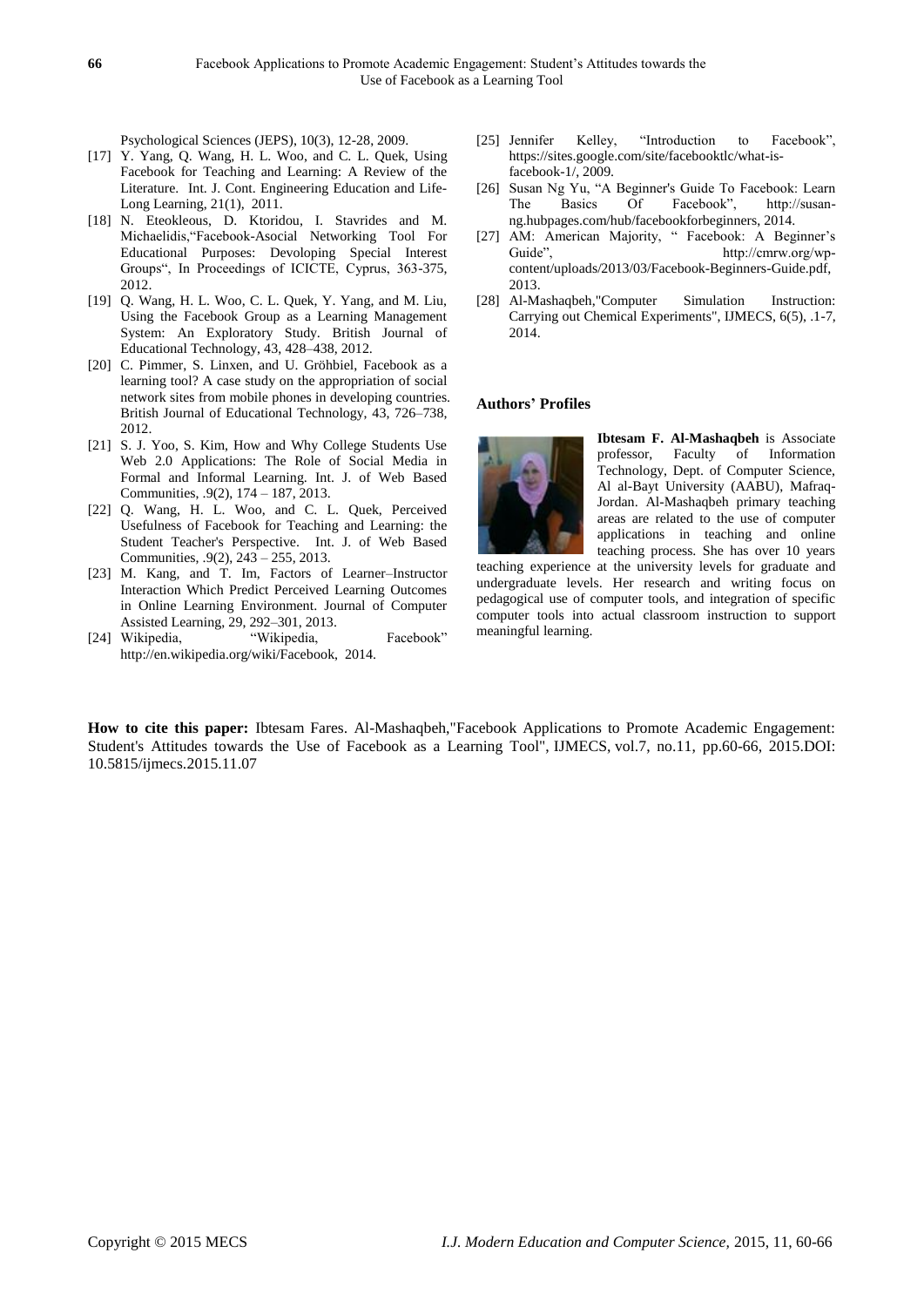Psychological Sciences (JEPS), 10(3), 12-28, 2009.

[17] Y. Yang, Q. Wang, H. L. Woo, and C. L. Quek, Using Facebook for Teaching and Learning: A Review of the Literature. Int. J. Cont. Engineering Education and Life-Long Learning, 21(1), 2011.

[18] N. Eteokleous, D. Ktoridou, I. Stavrides and M. Michaelidis,"Facebook-Asocial Networking Tool For Educational Purposes: Devoloping Special Interest Groups", In Proceedings of ICICTE, Cyprus, 363-375, 2012.

[19] Q. Wang, H. L. Woo, C. L. Quek, Y. Yang, and M. Liu, Using the Facebook Group as a Learning Management System: An Exploratory Study. British Journal of Educational Technology, 43, 428–438, 2012.

[20] C. Pimmer, S. Linxen, and U. Gröhbiel, Facebook as a learning tool? A case study on the appropriation of social network sites from mobile phones in developing countries. British Journal of Educational Technology, 43, 726–738, 2012.

[21] S. J. Yoo, S. Kim, How and Why College Students Use Web 2.0 Applications: The Role of Social Media in Formal and Informal Learning. Int. J. of Web Based Communities, .9(2), 174 – 187, 2013.

[22] Q. Wang, H. L. Woo, and C. L. Quek, Perceived Usefulness of Facebook for Teaching and Learning: the Student Teacher's Perspective. Int. J. of Web Based Communities, .9(2), 243 – 255, 2013.

[23] M. Kang, and T. Im, Factors of Learner–Instructor Interaction Which Predict Perceived Learning Outcomes in Online Learning Environment. Journal of Computer Assisted Learning, 29, 292–301, 2013.

[24] Wikipedia, "Wikipedia, Facebook" http://en.wikipedia.org/wiki/Facebook, 2014.

[25] Jennifer Kelley, "Introduction to Facebook", https://sites.google.com/site/facebooktlc/what-is-facebook-1/, 2009.

[26] Susan Ng Yu, "A Beginner's Guide To Facebook: Learn The Basics Of Facebook", http://susan-ng.hubpages.com/hub/facebookforbeginners, 2014.

[27] AM: American Majority, " Facebook: A Beginner's Guide", http://cmrw.org/wp-content/uploads/2013/03/Facebook-Beginners-Guide.pdf, 2013.

[28] Al-Mashaqbeh,"Computer Simulation Instruction: Carrying out Chemical Experiments", IJMECS, 6(5), .1-7, 2014.

### Authors' Profiles

**Ibtesam F. Al-Mashaqbeh** is Associate professor, Faculty of Information Technology, Dept. of Computer Science, Al al-Bayt University (AABU), Mafraq-Jordan. Al-Mashaqbeh primary teaching areas are related to the use of computer applications in teaching and online teaching process. She has over 10 years teaching experience at the university levels for graduate and undergraduate levels. Her research and writing focus on pedagogical use of computer tools, and integration of specific computer tools into actual classroom instruction to support meaningful learning.

**How to cite this paper:** Ibtesam Fares. Al-Mashaqbeh,"Facebook Applications to Promote Academic Engagement: Student's Attitudes towards the Use of Facebook as a Learning Tool", IJMECS, vol.7, no.11, pp.60-66, 2015.DOI: 10.5815/ijmecs.2015.11.07